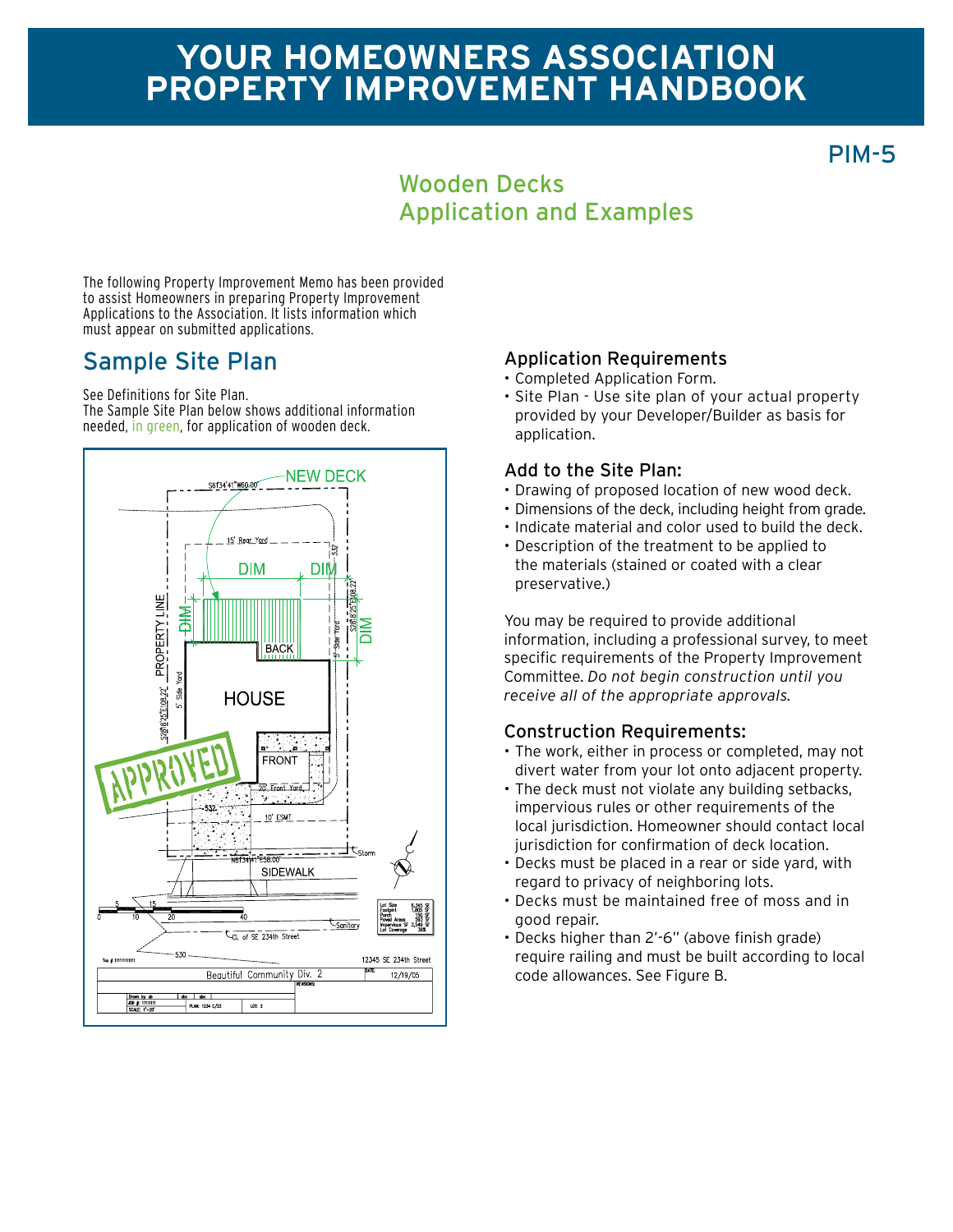# YOUR HOMEOWNERS ASSOCIATION PROPERTY IMPROVEMENT HANDBOOK

PIM-5

## Wooden Decks Application and Examples

The following Property Improvement Memo has been provided to assist Homeowners in preparing Property Improvement Applications to the Association. It lists information which must appear on submitted applications.

## Sample Site Plan

See Definitions for Site Plan.
The Sample Site Plan below shows additional information needed, in green, for application of wooden deck.

### Application Requirements

- Completed Application Form.
- Site Plan - Use site plan of your actual property provided by your Developer/Builder as basis for application.

### Add to the Site Plan:

- Drawing of proposed location of new wood deck.
- Dimensions of the deck, including height from grade.
- Indicate material and color used to build the deck.
- Description of the treatment to be applied to the materials (stained or coated with a clear preservative.)

You may be required to provide additional information, including a professional survey, to meet specific requirements of the Property Improvement Committee. *Do not begin construction until you receive all of the appropriate approvals.*

### Construction Requirements:

- The work, either in process or completed, may not divert water from your lot onto adjacent property.
- The deck must not violate any building setbacks, impervious rules or other requirements of the local jurisdiction. Homeowner should contact local jurisdiction for confirmation of deck location.
- Decks must be placed in a rear or side yard, with regard to privacy of neighboring lots.
- Decks must be maintained free of moss and in good repair.
- Decks higher than 2'-6" (above finish grade) require railing and must be built according to local code allowances. See Figure B.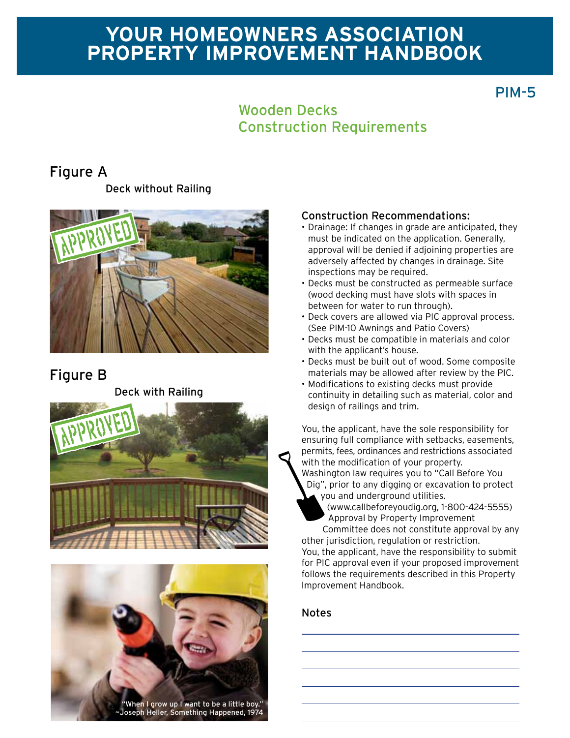# YOUR HOMEOWNERS ASSOCIATION PROPERTY IMPROVEMENT HANDBOOK

PIM-5

## Wooden Decks Construction Requirements

### Figure A

Deck without Railing

### Figure B

Deck with Railing

"When I grow up I want to be a little boy."
~Joseph Heller, Something Happened, 1974

### Construction Recommendations:

- Drainage: If changes in grade are anticipated, they must be indicated on the application. Generally, approval will be denied if adjoining properties are adversely affected by changes in drainage. Site inspections may be required.
- Decks must be constructed as permeable surface (wood decking must have slots with spaces in between for water to run through).
- Deck covers are allowed via PIC approval process. (See PIM-10 Awnings and Patio Covers)
- Decks must be compatible in materials and color with the applicant's house.
- Decks must be built out of wood. Some composite materials may be allowed after review by the PIC.
- Modifications to existing decks must provide continuity in detailing such as material, color and design of railings and trim.

You, the applicant, have the sole responsibility for ensuring full compliance with setbacks, easements, permits, fees, ordinances and restrictions associated with the modification of your property.
Washington law requires you to "Call Before You Dig", prior to any digging or excavation to protect you and underground utilities.
(www.callbeforeyoudig.org, 1-800-424-5555)
Approval by Property Improvement Committee does not constitute approval by any other jurisdiction, regulation or restriction.
You, the applicant, have the responsibility to submit for PIC approval even if your proposed improvement follows the requirements described in this Property Improvement Handbook.

### Notes